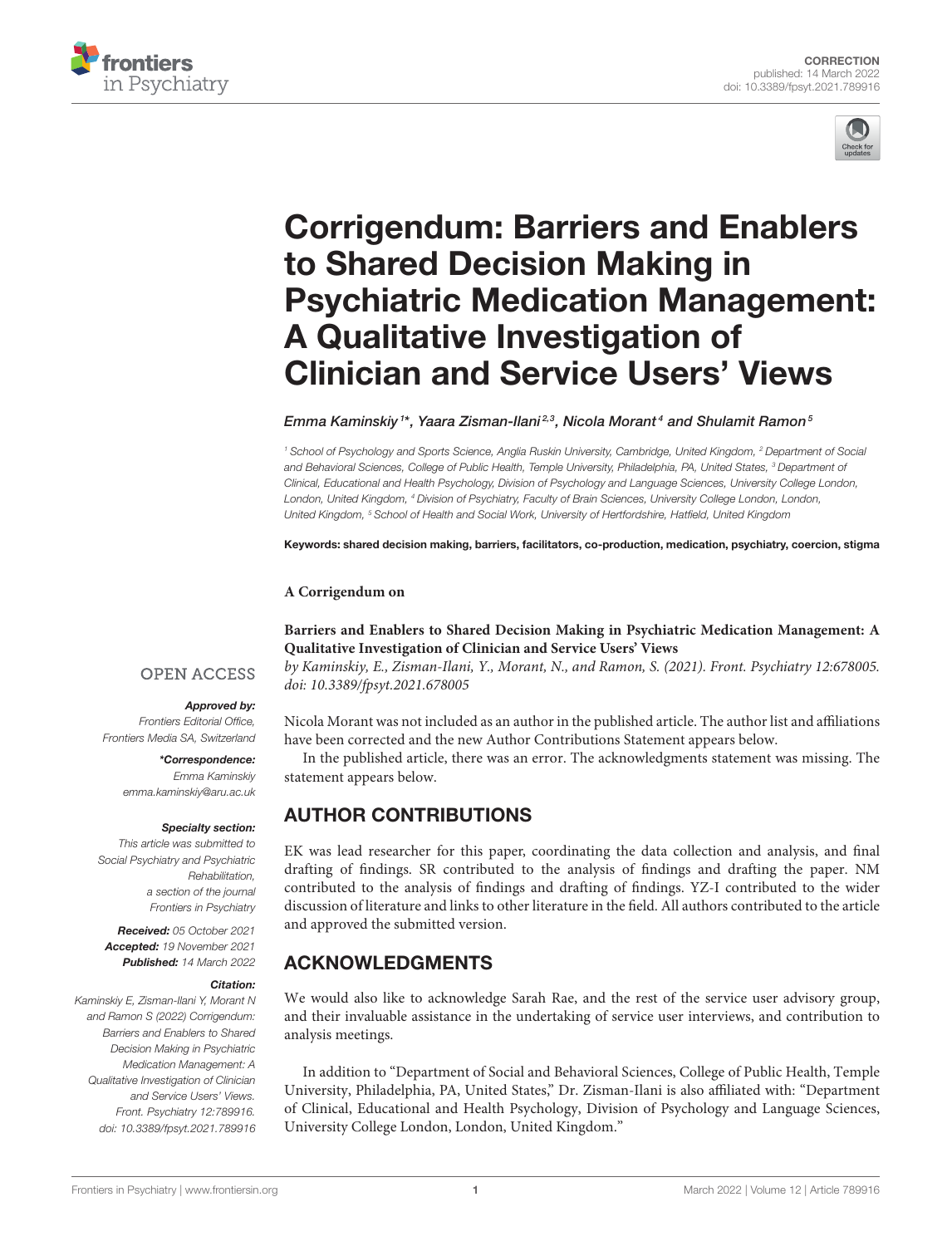CORRECTION
published: 14 March 2022
doi: 10.3389/fpsyt.2021.789916

# Corrigendum: Barriers and Enablers to Shared Decision Making in Psychiatric Medication Management: A Qualitative Investigation of Clinician and Service Users' Views

*Emma Kaminskiy[1]\*, Yaara Zisman-Ilani[2,3], Nicola Morant[4] and Shulamit Ramon[5]*

[1] School of Psychology and Sports Science, Anglia Ruskin University, Cambridge, United Kingdom, [2] Department of Social and Behavioral Sciences, College of Public Health, Temple University, Philadelphia, PA, United States, [3] Department of Clinical, Educational and Health Psychology, Division of Psychology and Language Sciences, University College London, London, United Kingdom, [4] Division of Psychiatry, Faculty of Brain Sciences, University College London, London, United Kingdom, [5] School of Health and Social Work, University of Hertfordshire, Hatfield, United Kingdom

**Keywords: shared decision making, barriers, facilitators, co-production, medication, psychiatry, coercion, stigma**

OPEN ACCESS

***Approved by:***
*Frontiers Editorial Office, Frontiers Media SA, Switzerland*

***\*Correspondence:***
*Emma Kaminskiy*
*emma.kaminskiy@aru.ac.uk*

***Specialty section:***
*This article was submitted to Social Psychiatry and Psychiatric Rehabilitation, a section of the journal Frontiers in Psychiatry*

***Received:*** *05 October 2021*
***Accepted:*** *19 November 2021*
***Published:*** *14 March 2022*

***Citation:***
*Kaminskiy E, Zisman-Ilani Y, Morant N and Ramon S (2022) Corrigendum: Barriers and Enablers to Shared Decision Making in Psychiatric Medication Management: A Qualitative Investigation of Clinician and Service Users' Views. Front. Psychiatry 12:789916. doi: 10.3389/fpsyt.2021.789916*

**A Corrigendum on**

**Barriers and Enablers to Shared Decision Making in Psychiatric Medication Management: A Qualitative Investigation of Clinician and Service Users' Views**
*by Kaminskiy, E., Zisman-Ilani, Y., Morant, N., and Ramon, S. (2021). Front. Psychiatry 12:678005. doi: 10.3389/fpsyt.2021.678005*

Nicola Morant was not included as an author in the published article. The author list and affiliations have been corrected and the new Author Contributions Statement appears below.

In the published article, there was an error. The acknowledgments statement was missing. The statement appears below.

## AUTHOR CONTRIBUTIONS

EK was lead researcher for this paper, coordinating the data collection and analysis, and final drafting of findings. SR contributed to the analysis of findings and drafting the paper. NM contributed to the analysis of findings and drafting of findings. YZ-I contributed to the wider discussion of literature and links to other literature in the field. All authors contributed to the article and approved the submitted version.

## ACKNOWLEDGMENTS

We would also like to acknowledge Sarah Rae, and the rest of the service user advisory group, and their invaluable assistance in the undertaking of service user interviews, and contribution to analysis meetings.

In addition to "Department of Social and Behavioral Sciences, College of Public Health, Temple University, Philadelphia, PA, United States," Dr. Zisman-Ilani is also affiliated with: "Department of Clinical, Educational and Health Psychology, Division of Psychology and Language Sciences, University College London, London, United Kingdom."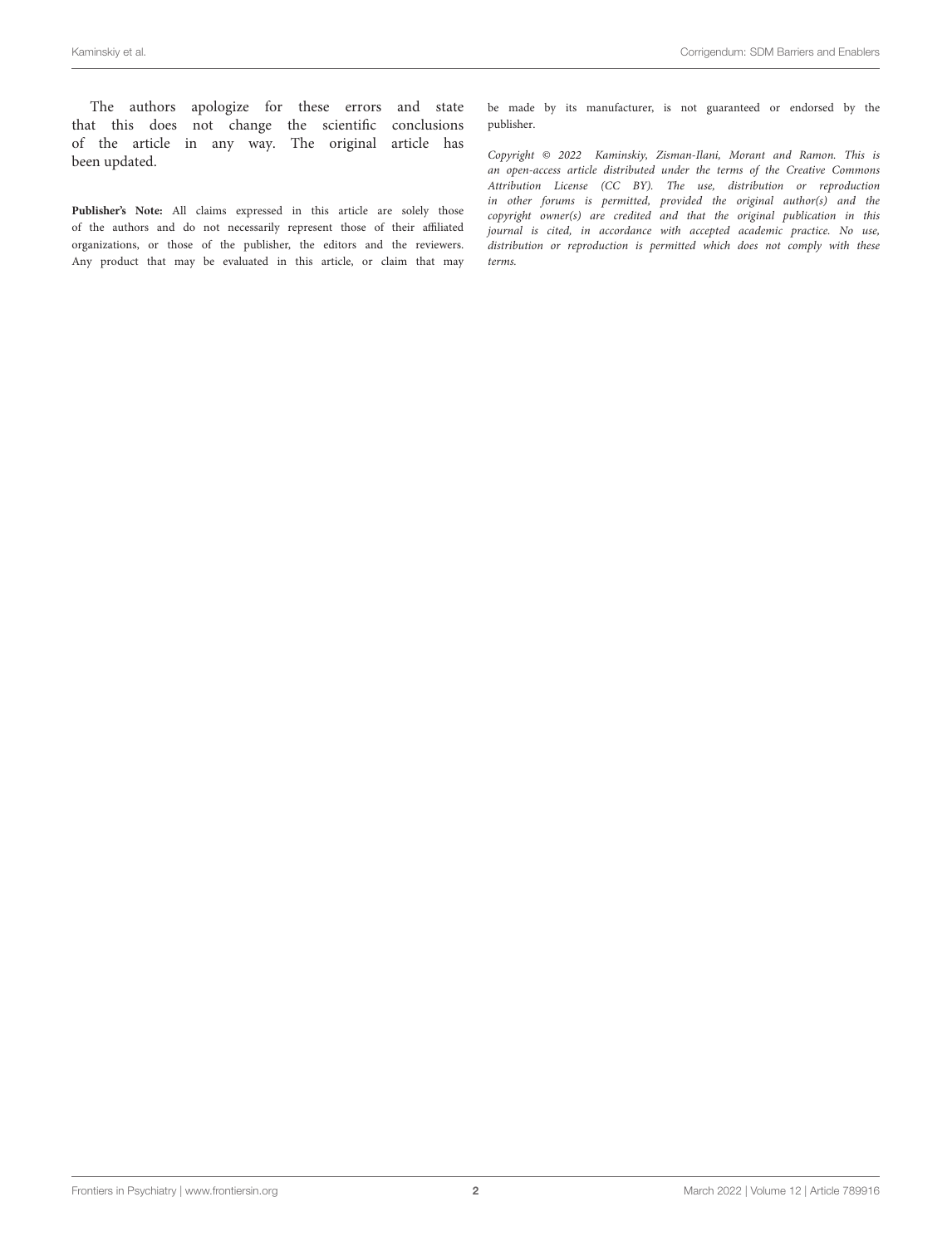The authors apologize for these errors and state that this does not change the scientific conclusions of the article in any way. The original article has been updated.

**Publisher's Note:** All claims expressed in this article are solely those of the authors and do not necessarily represent those of their affiliated organizations, or those of the publisher, the editors and the reviewers. Any product that may be evaluated in this article, or claim that may be made by its manufacturer, is not guaranteed or endorsed by the publisher.

*Copyright © 2022 Kaminskiy, Zisman-Ilani, Morant and Ramon. This is an open-access article distributed under the terms of the Creative Commons Attribution License (CC BY). The use, distribution or reproduction in other forums is permitted, provided the original author(s) and the copyright owner(s) are credited and that the original publication in this journal is cited, in accordance with accepted academic practice. No use, distribution or reproduction is permitted which does not comply with these terms.*